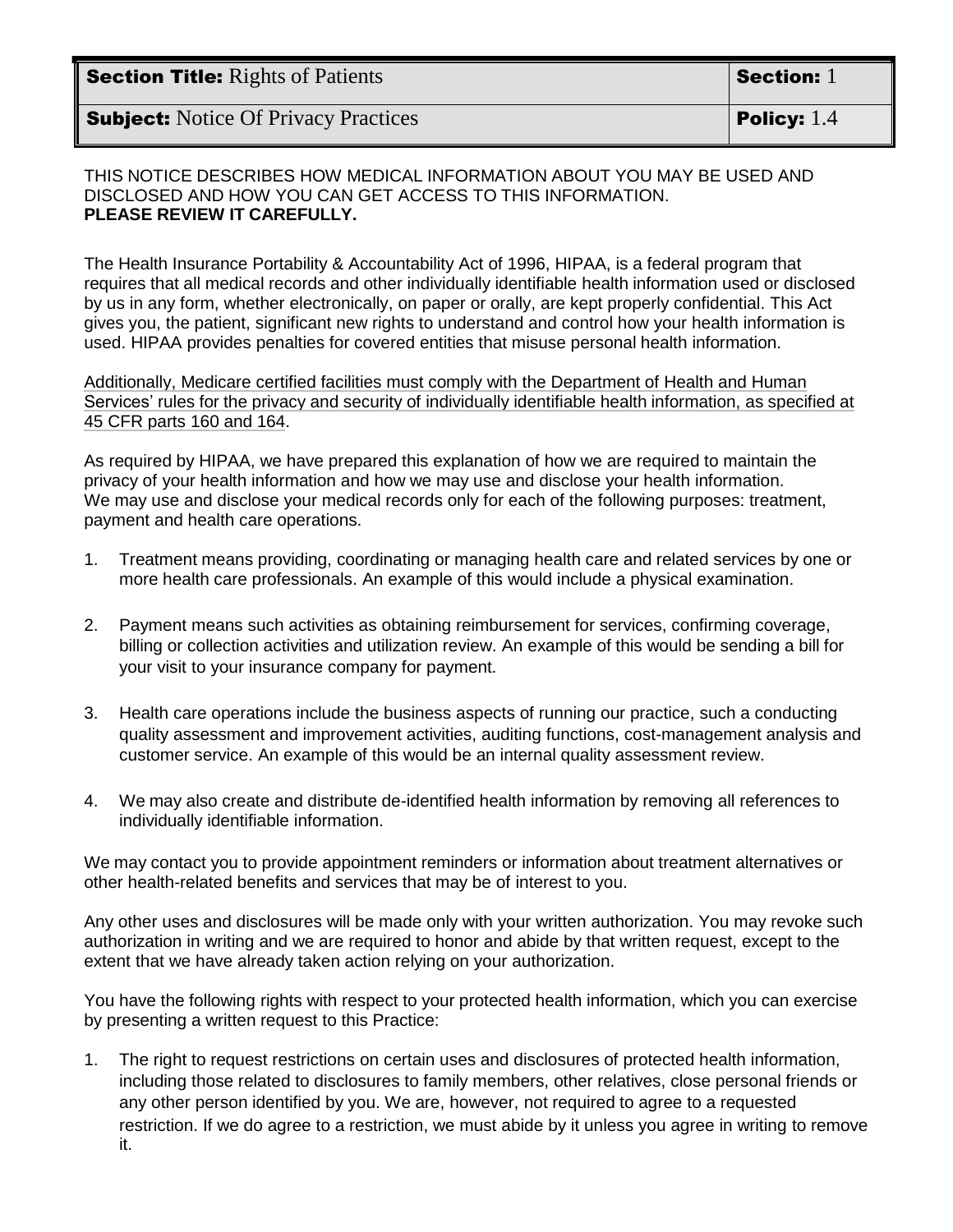| **Section Title:** Rights of Patients | **Section:** 1 |
| --- | --- |
| **Subject:** Notice Of Privacy Practices | **Policy:** 1.4 |

THIS NOTICE DESCRIBES HOW MEDICAL INFORMATION ABOUT YOU MAY BE USED AND DISCLOSED AND HOW YOU CAN GET ACCESS TO THIS INFORMATION.
**PLEASE REVIEW IT CAREFULLY.**

The Health Insurance Portability & Accountability Act of 1996, HIPAA, is a federal program that requires that all medical records and other individually identifiable health information used or disclosed by us in any form, whether electronically, on paper or orally, are kept properly confidential. This Act gives you, the patient, significant new rights to understand and control how your health information is used. HIPAA provides penalties for covered entities that misuse personal health information.

Additionally, Medicare certified facilities must comply with the Department of Health and Human Services' rules for the privacy and security of individually identifiable health information, as specified at 45 CFR parts 160 and 164.

As required by HIPAA, we have prepared this explanation of how we are required to maintain the privacy of your health information and how we may use and disclose your health information.
We may use and disclose your medical records only for each of the following purposes: treatment, payment and health care operations.

1. Treatment means providing, coordinating or managing health care and related services by one or more health care professionals. An example of this would include a physical examination.

2. Payment means such activities as obtaining reimbursement for services, confirming coverage, billing or collection activities and utilization review. An example of this would be sending a bill for your visit to your insurance company for payment.

3. Health care operations include the business aspects of running our practice, such a conducting quality assessment and improvement activities, auditing functions, cost-management analysis and customer service. An example of this would be an internal quality assessment review.

4. We may also create and distribute de-identified health information by removing all references to individually identifiable information.

We may contact you to provide appointment reminders or information about treatment alternatives or other health-related benefits and services that may be of interest to you.

Any other uses and disclosures will be made only with your written authorization. You may revoke such authorization in writing and we are required to honor and abide by that written request, except to the extent that we have already taken action relying on your authorization.

You have the following rights with respect to your protected health information, which you can exercise by presenting a written request to this Practice:

1. The right to request restrictions on certain uses and disclosures of protected health information, including those related to disclosures to family members, other relatives, close personal friends or any other person identified by you. We are, however, not required to agree to a requested restriction. If we do agree to a restriction, we must abide by it unless you agree in writing to remove it.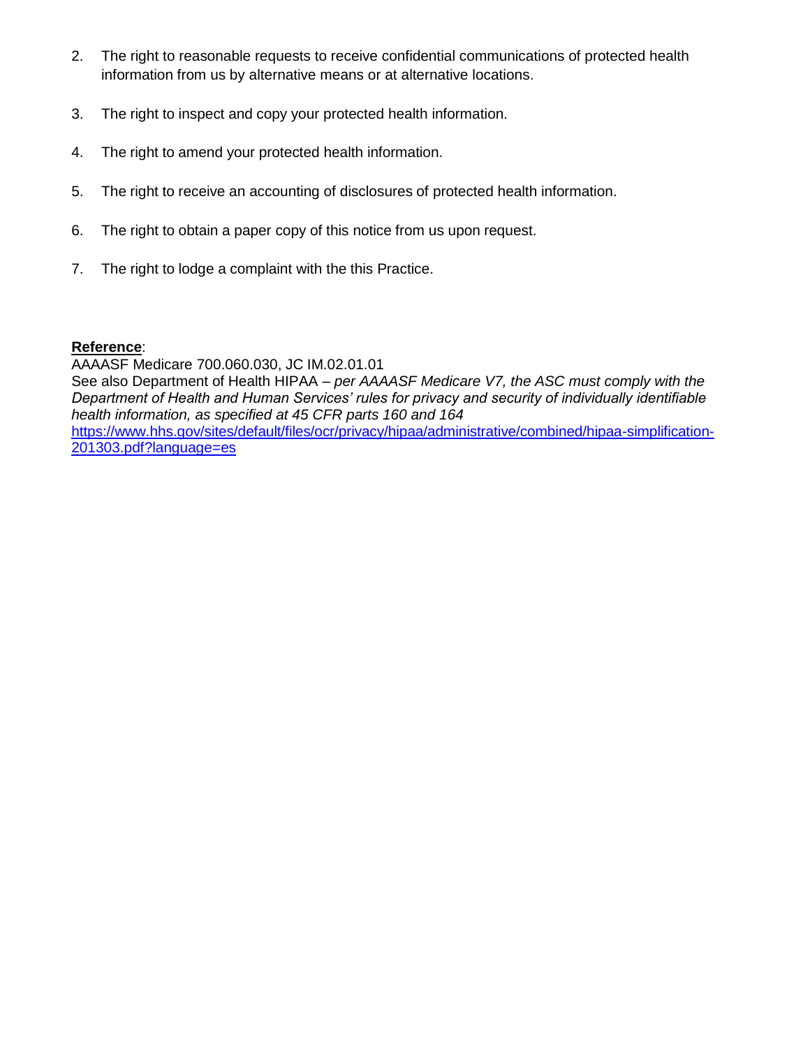2. The right to reasonable requests to receive confidential communications of protected health information from us by alternative means or at alternative locations.

3. The right to inspect and copy your protected health information.

4. The right to amend your protected health information.

5. The right to receive an accounting of disclosures of protected health information.

6. The right to obtain a paper copy of this notice from us upon request.

7. The right to lodge a complaint with the this Practice.

**Reference**:
AAAASF Medicare 700.060.030, JC IM.02.01.01
See also Department of Health HIPAA – *per AAAASF Medicare V7, the ASC must comply with the Department of Health and Human Services' rules for privacy and security of individually identifiable health information, as specified at 45 CFR parts 160 and 164*
https://www.hhs.gov/sites/default/files/ocr/privacy/hipaa/administrative/combined/hipaa-simplification-201303.pdf?language=es